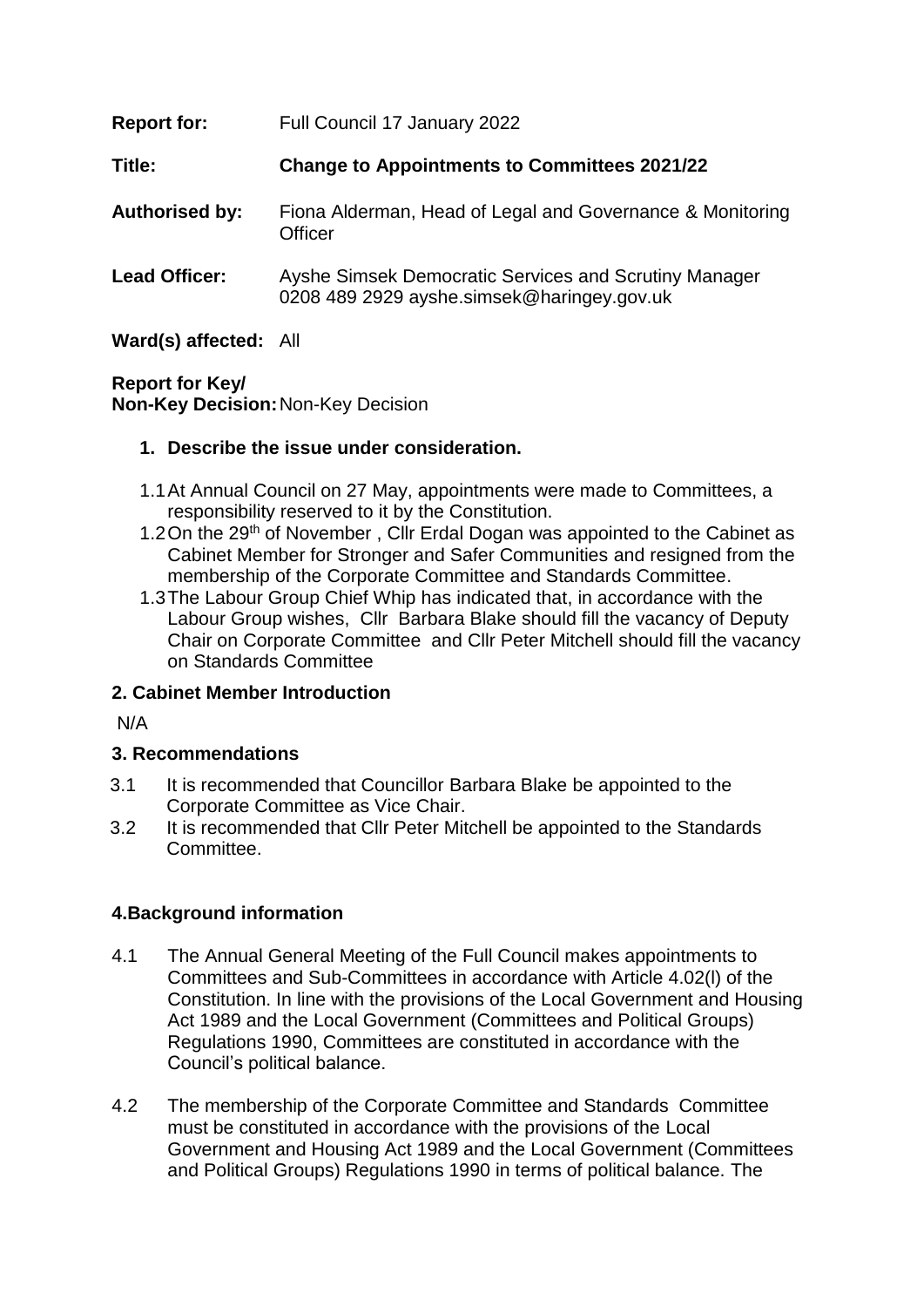**Report for:** Full Council 17 January 2022

**Title:** **Change to Appointments to Committees 2021/22**

**Authorised by:** Fiona Alderman, Head of Legal and Governance & Monitoring Officer

**Lead Officer:** Ayshe Simsek Democratic Services and Scrutiny Manager 0208 489 2929 ayshe.simsek@haringey.gov.uk

**Ward(s) affected:** All

**Report for Key/ Non-Key Decision:** Non-Key Decision

## 1. Describe the issue under consideration.

1.1 At Annual Council on 27 May, appointments were made to Committees, a responsibility reserved to it by the Constitution.

1.2 On the 29th of November , Cllr Erdal Dogan was appointed to the Cabinet as Cabinet Member for Stronger and Safer Communities and resigned from the membership of the Corporate Committee and Standards Committee.

1.3 The Labour Group Chief Whip has indicated that, in accordance with the Labour Group wishes, Cllr Barbara Blake should fill the vacancy of Deputy Chair on Corporate Committee and Cllr Peter Mitchell should fill the vacancy on Standards Committee

## 2. Cabinet Member Introduction

N/A

## 3. Recommendations

3.1 It is recommended that Councillor Barbara Blake be appointed to the Corporate Committee as Vice Chair.

3.2 It is recommended that Cllr Peter Mitchell be appointed to the Standards Committee.

## 4. Background information

4.1 The Annual General Meeting of the Full Council makes appointments to Committees and Sub-Committees in accordance with Article 4.02(l) of the Constitution. In line with the provisions of the Local Government and Housing Act 1989 and the Local Government (Committees and Political Groups) Regulations 1990, Committees are constituted in accordance with the Council's political balance.

4.2 The membership of the Corporate Committee and Standards Committee must be constituted in accordance with the provisions of the Local Government and Housing Act 1989 and the Local Government (Committees and Political Groups) Regulations 1990 in terms of political balance. The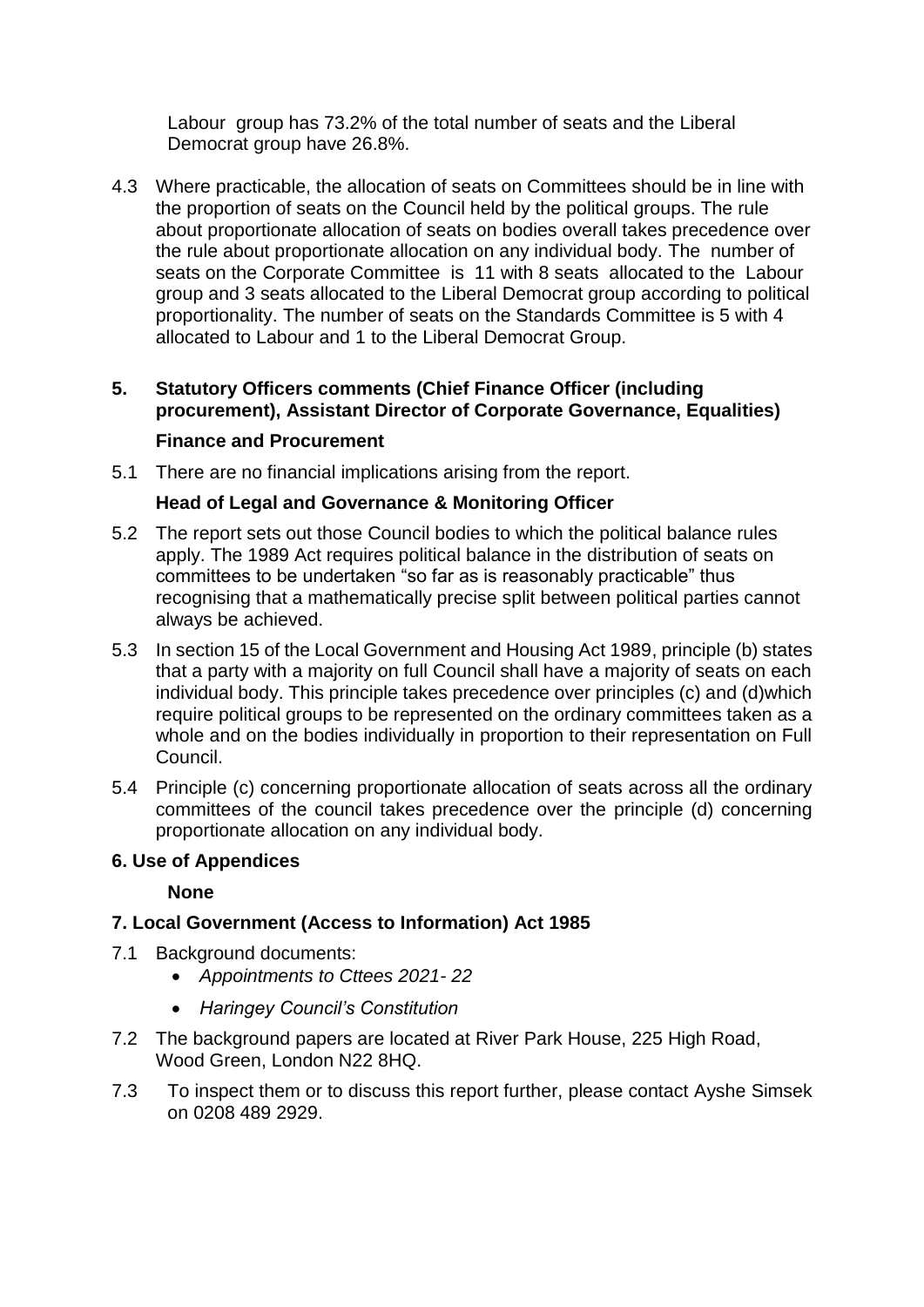Labour group has 73.2% of the total number of seats and the Liberal Democrat group have 26.8%.

4.3 Where practicable, the allocation of seats on Committees should be in line with the proportion of seats on the Council held by the political groups. The rule about proportionate allocation of seats on bodies overall takes precedence over the rule about proportionate allocation on any individual body. The number of seats on the Corporate Committee is 11 with 8 seats allocated to the Labour group and 3 seats allocated to the Liberal Democrat group according to political proportionality. The number of seats on the Standards Committee is 5 with 4 allocated to Labour and 1 to the Liberal Democrat Group.

## 5. Statutory Officers comments (Chief Finance Officer (including procurement), Assistant Director of Corporate Governance, Equalities)

### Finance and Procurement

5.1 There are no financial implications arising from the report.

### Head of Legal and Governance & Monitoring Officer

5.2 The report sets out those Council bodies to which the political balance rules apply. The 1989 Act requires political balance in the distribution of seats on committees to be undertaken "so far as is reasonably practicable" thus recognising that a mathematically precise split between political parties cannot always be achieved.

5.3 In section 15 of the Local Government and Housing Act 1989, principle (b) states that a party with a majority on full Council shall have a majority of seats on each individual body. This principle takes precedence over principles (c) and (d)which require political groups to be represented on the ordinary committees taken as a whole and on the bodies individually in proportion to their representation on Full Council.

5.4 Principle (c) concerning proportionate allocation of seats across all the ordinary committees of the council takes precedence over the principle (d) concerning proportionate allocation on any individual body.

## 6. Use of Appendices

**None**

## 7. Local Government (Access to Information) Act 1985

7.1 Background documents:

- *Appointments to Cttees 2021- 22*
- *Haringey Council's Constitution*

7.2 The background papers are located at River Park House, 225 High Road, Wood Green, London N22 8HQ.

7.3 To inspect them or to discuss this report further, please contact Ayshe Simsek on 0208 489 2929.